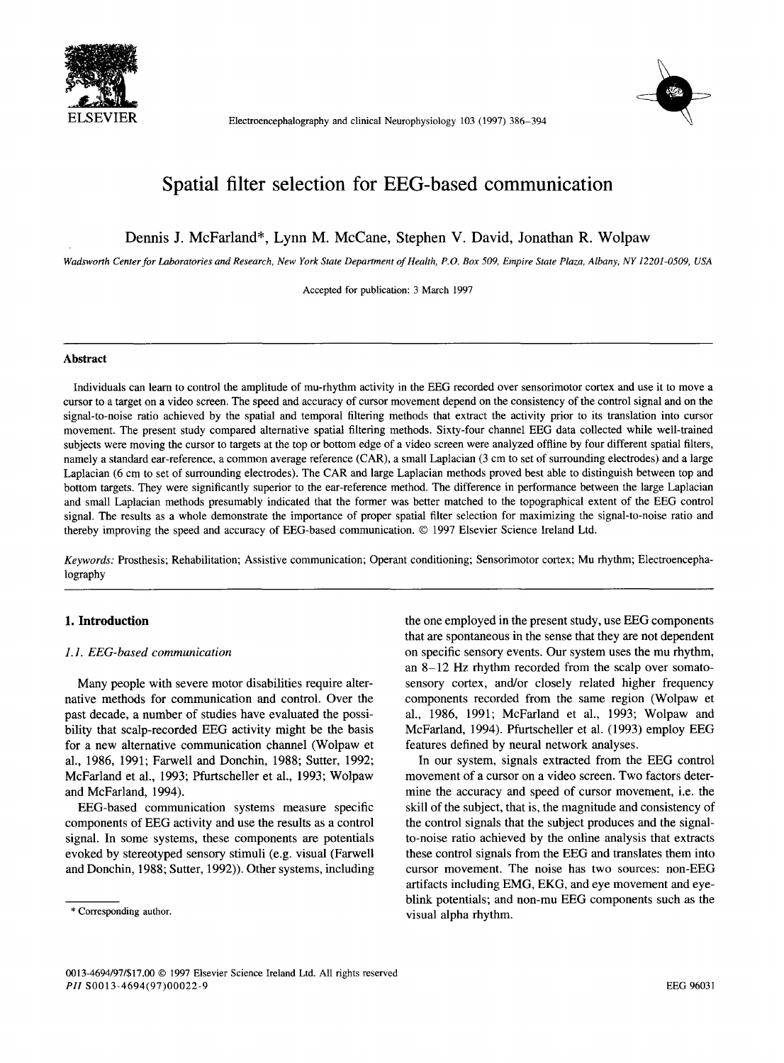# Spatial filter selection for EEG-based communication

Dennis J. McFarland*, Lynn M. McCane, Stephen V. David, Jonathan R. Wolpaw

*Wadsworth Center for Laboratories and Research, New York State Department of Health, P.O. Box 509, Empire State Plaza, Albany, NY 12201-0509, USA*

Accepted for publication: 3 March 1997

## Abstract

Individuals can learn to control the amplitude of mu-rhythm activity in the EEG recorded over sensorimotor cortex and use it to move a cursor to a target on a video screen. The speed and accuracy of cursor movement depend on the consistency of the control signal and on the signal-to-noise ratio achieved by the spatial and temporal filtering methods that extract the activity prior to its translation into cursor movement. The present study compared alternative spatial filtering methods. Sixty-four channel EEG data collected while well-trained subjects were moving the cursor to targets at the top or bottom edge of a video screen were analyzed offline by four different spatial filters, namely a standard ear-reference, a common average reference (CAR), a small Laplacian (3 cm to set of surrounding electrodes) and a large Laplacian (6 cm to set of surrounding electrodes). The CAR and large Laplacian methods proved best able to distinguish between top and bottom targets. They were significantly superior to the ear-reference method. The difference in performance between the large Laplacian and small Laplacian methods presumably indicated that the former was better matched to the topographical extent of the EEG control signal. The results as a whole demonstrate the importance of proper spatial filter selection for maximizing the signal-to-noise ratio and thereby improving the speed and accuracy of EEG-based communication. © 1997 Elsevier Science Ireland Ltd.

*Keywords:* Prosthesis; Rehabilitation; Assistive communication; Operant conditioning; Sensorimotor cortex; Mu rhythm; Electroencephalography

## 1. Introduction

### 1.1. EEG-based communication

Many people with severe motor disabilities require alternative methods for communication and control. Over the past decade, a number of studies have evaluated the possibility that scalp-recorded EEG activity might be the basis for a new alternative communication channel (Wolpaw et al., 1986, 1991; Farwell and Donchin, 1988; Sutter, 1992; McFarland et al., 1993; Pfurtscheller et al., 1993; Wolpaw and McFarland, 1994).

EEG-based communication systems measure specific components of EEG activity and use the results as a control signal. In some systems, these components are potentials evoked by stereotyped sensory stimuli (e.g. visual (Farwell and Donchin, 1988; Sutter, 1992)). Other systems, including the one employed in the present study, use EEG components that are spontaneous in the sense that they are not dependent on specific sensory events. Our system uses the mu rhythm, an 8–12 Hz rhythm recorded from the scalp over somatosensory cortex, and/or closely related higher frequency components recorded from the same region (Wolpaw et al., 1986, 1991; McFarland et al., 1993; Wolpaw and McFarland, 1994). Pfurtscheller et al. (1993) employ EEG features defined by neural network analyses.

In our system, signals extracted from the EEG control movement of a cursor on a video screen. Two factors determine the accuracy and speed of cursor movement, i.e. the skill of the subject, that is, the magnitude and consistency of the control signals that the subject produces and the signal-to-noise ratio achieved by the online analysis that extracts these control signals from the EEG and translates them into cursor movement. The noise has two sources: non-EEG artifacts including EMG, EKG, and eye movement and eye-blink potentials; and non-mu EEG components such as the visual alpha rhythm.

\* Corresponding author.

0013-4694/97/$17.00 © 1997 Elsevier Science Ireland Ltd. All rights reserved
PII S0013-4694(97)00022-9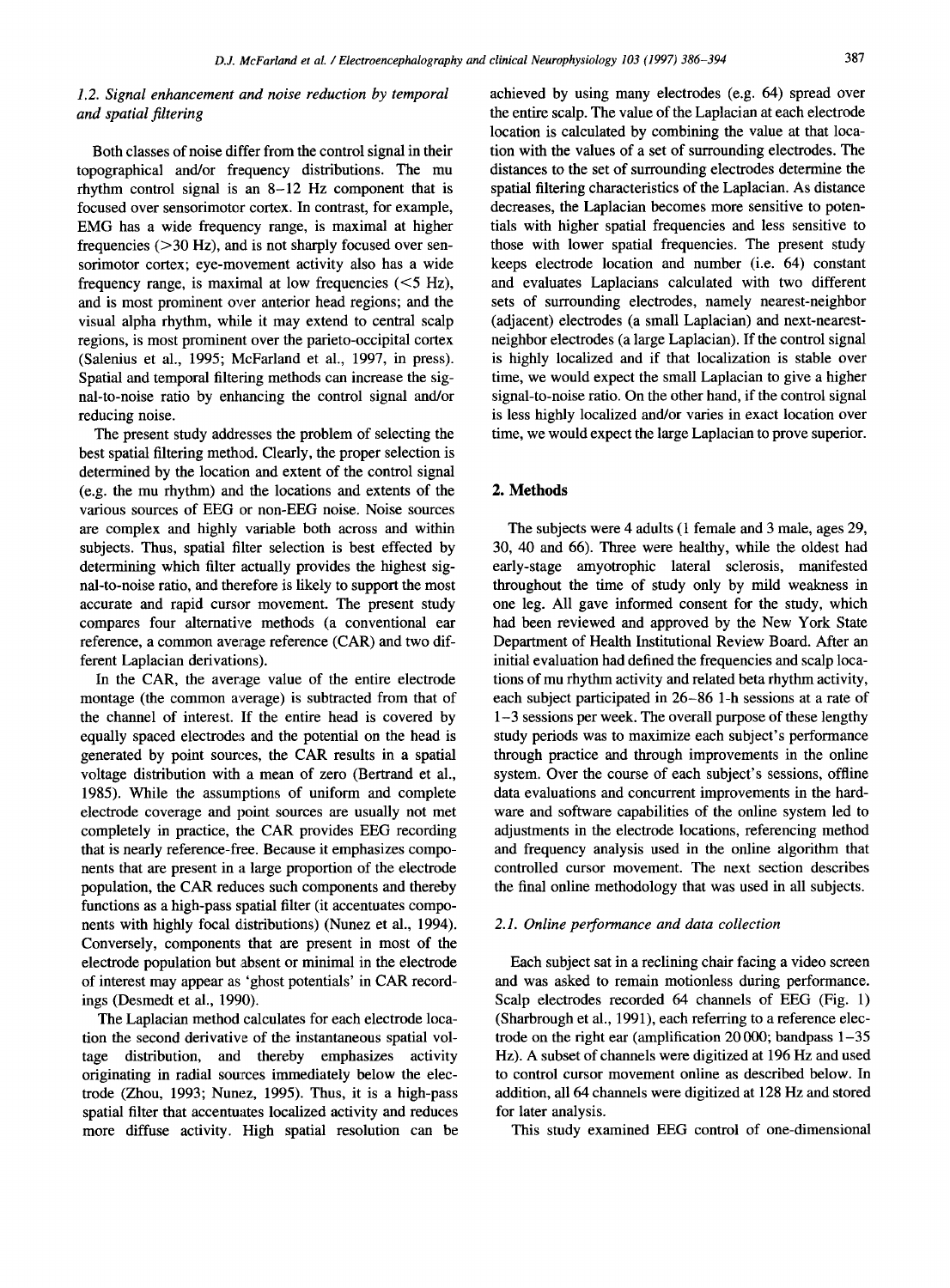### 1.2. Signal enhancement and noise reduction by temporal and spatial filtering

Both classes of noise differ from the control signal in their topographical and/or frequency distributions. The mu rhythm control signal is an 8–12 Hz component that is focused over sensorimotor cortex. In contrast, for example, EMG has a wide frequency range, is maximal at higher frequencies (>30 Hz), and is not sharply focused over sensorimotor cortex; eye-movement activity also has a wide frequency range, is maximal at low frequencies (<5 Hz), and is most prominent over anterior head regions; and the visual alpha rhythm, while it may extend to central scalp regions, is most prominent over the parieto-occipital cortex (Salenius et al., 1995; McFarland et al., 1997, in press). Spatial and temporal filtering methods can increase the signal-to-noise ratio by enhancing the control signal and/or reducing noise.

The present study addresses the problem of selecting the best spatial filtering method. Clearly, the proper selection is determined by the location and extent of the control signal (e.g. the mu rhythm) and the locations and extents of the various sources of EEG or non-EEG noise. Noise sources are complex and highly variable both across and within subjects. Thus, spatial filter selection is best effected by determining which filter actually provides the highest signal-to-noise ratio, and therefore is likely to support the most accurate and rapid cursor movement. The present study compares four alternative methods (a conventional ear reference, a common average reference (CAR) and two different Laplacian derivations).

In the CAR, the average value of the entire electrode montage (the common average) is subtracted from that of the channel of interest. If the entire head is covered by equally spaced electrodes and the potential on the head is generated by point sources, the CAR results in a spatial voltage distribution with a mean of zero (Bertrand et al., 1985). While the assumptions of uniform and complete electrode coverage and point sources are usually not met completely in practice, the CAR provides EEG recording that is nearly reference-free. Because it emphasizes components that are present in a large proportion of the electrode population, the CAR reduces such components and thereby functions as a high-pass spatial filter (it accentuates components with highly focal distributions) (Nunez et al., 1994). Conversely, components that are present in most of the electrode population but absent or minimal in the electrode of interest may appear as 'ghost potentials' in CAR recordings (Desmedt et al., 1990).

The Laplacian method calculates for each electrode location the second derivative of the instantaneous spatial voltage distribution, and thereby emphasizes activity originating in radial sources immediately below the electrode (Zhou, 1993; Nunez, 1995). Thus, it is a high-pass spatial filter that accentuates localized activity and reduces more diffuse activity. High spatial resolution can be achieved by using many electrodes (e.g. 64) spread over the entire scalp. The value of the Laplacian at each electrode location is calculated by combining the value at that location with the values of a set of surrounding electrodes. The distances to the set of surrounding electrodes determine the spatial filtering characteristics of the Laplacian. As distance decreases, the Laplacian becomes more sensitive to potentials with higher spatial frequencies and less sensitive to those with lower spatial frequencies. The present study keeps electrode location and number (i.e. 64) constant and evaluates Laplacians calculated with two different sets of surrounding electrodes, namely nearest-neighbor (adjacent) electrodes (a small Laplacian) and next-nearest-neighbor electrodes (a large Laplacian). If the control signal is highly localized and if that localization is stable over time, we would expect the small Laplacian to give a higher signal-to-noise ratio. On the other hand, if the control signal is less highly localized and/or varies in exact location over time, we would expect the large Laplacian to prove superior.

## 2. Methods

The subjects were 4 adults (1 female and 3 male, ages 29, 30, 40 and 66). Three were healthy, while the oldest had early-stage amyotrophic lateral sclerosis, manifested throughout the time of study only by mild weakness in one leg. All gave informed consent for the study, which had been reviewed and approved by the New York State Department of Health Institutional Review Board. After an initial evaluation had defined the frequencies and scalp locations of mu rhythm activity and related beta rhythm activity, each subject participated in 26–86 1-h sessions at a rate of 1–3 sessions per week. The overall purpose of these lengthy study periods was to maximize each subject's performance through practice and through improvements in the online system. Over the course of each subject's sessions, offline data evaluations and concurrent improvements in the hardware and software capabilities of the online system led to adjustments in the electrode locations, referencing method and frequency analysis used in the online algorithm that controlled cursor movement. The next section describes the final online methodology that was used in all subjects.

### 2.1. Online performance and data collection

Each subject sat in a reclining chair facing a video screen and was asked to remain motionless during performance. Scalp electrodes recorded 64 channels of EEG (Fig. 1) (Sharbrough et al., 1991), each referring to a reference electrode on the right ear (amplification 20 000; bandpass 1–35 Hz). A subset of channels were digitized at 196 Hz and used to control cursor movement online as described below. In addition, all 64 channels were digitized at 128 Hz and stored for later analysis.

This study examined EEG control of one-dimensional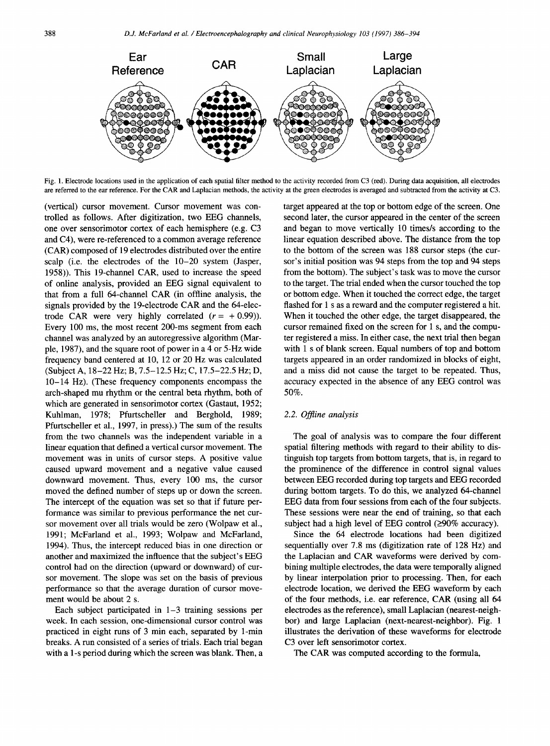Ear Reference | CAR | Small Laplacian | Large Laplacian

Fig. 1. Electrode locations used in the application of each spatial filter method to the activity recorded from C3 (red). During data acquisition, all electrodes are referred to the ear reference. For the CAR and Laplacian methods, the activity at the green electrodes is averaged and subtracted from the activity at C3.

(vertical) cursor movement. Cursor movement was controlled as follows. After digitization, two EEG channels, one over sensorimotor cortex of each hemisphere (e.g. C3 and C4), were re-referenced to a common average reference (CAR) composed of 19 electrodes distributed over the entire scalp (i.e. the electrodes of the 10–20 system (Jasper, 1958)). This 19-channel CAR, used to increase the speed of online analysis, provided an EEG signal equivalent to that from a full 64-channel CAR (in offline analysis, the signals provided by the 19-electrode CAR and the 64-electrode CAR were very highly correlated ($r = +0.99$)). Every 100 ms, the most recent 200-ms segment from each channel was analyzed by an autoregressive algorithm (Marple, 1987), and the square root of power in a 4 or 5-Hz wide frequency band centered at 10, 12 or 20 Hz was calculated (Subject A, 18–22 Hz; B, 7.5–12.5 Hz; C, 17.5–22.5 Hz; D, 10–14 Hz). (These frequency components encompass the arch-shaped mu rhythm or the central beta rhythm, both of which are generated in sensorimotor cortex (Gastaut, 1952; Kuhlman, 1978; Pfurtscheller and Berghold, 1989; Pfurtscheller et al., 1997, in press).) The sum of the results from the two channels was the independent variable in a linear equation that defined a vertical cursor movement. The movement was in units of cursor steps. A positive value caused upward movement and a negative value caused downward movement. Thus, every 100 ms, the cursor moved the defined number of steps up or down the screen. The intercept of the equation was set so that if future performance was similar to previous performance the net cursor movement over all trials would be zero (Wolpaw et al., 1991; McFarland et al., 1993; Wolpaw and McFarland, 1994). Thus, the intercept reduced bias in one direction or another and maximized the influence that the subject's EEG control had on the direction (upward or downward) of cursor movement. The slope was set on the basis of previous performance so that the average duration of cursor movement would be about 2 s.

Each subject participated in 1–3 training sessions per week. In each session, one-dimensional cursor control was practiced in eight runs of 3 min each, separated by 1-min breaks. A run consisted of a series of trials. Each trial began with a 1-s period during which the screen was blank. Then, a target appeared at the top or bottom edge of the screen. One second later, the cursor appeared in the center of the screen and began to move vertically 10 times/s according to the linear equation described above. The distance from the top to the bottom of the screen was 188 cursor steps (the cursor's initial position was 94 steps from the top and 94 steps from the bottom). The subject's task was to move the cursor to the target. The trial ended when the cursor touched the top or bottom edge. When it touched the correct edge, the target flashed for 1 s as a reward and the computer registered a hit. When it touched the other edge, the target disappeared, the cursor remained fixed on the screen for 1 s, and the computer registered a miss. In either case, the next trial then began with 1 s of blank screen. Equal numbers of top and bottom targets appeared in an order randomized in blocks of eight, and a miss did not cause the target to be repeated. Thus, accuracy expected in the absence of any EEG control was 50%.

### 2.2. *Offline analysis*

The goal of analysis was to compare the four different spatial filtering methods with regard to their ability to distinguish top targets from bottom targets, that is, in regard to the prominence of the difference in control signal values between EEG recorded during top targets and EEG recorded during bottom targets. To do this, we analyzed 64-channel EEG data from four sessions from each of the four subjects. These sessions were near the end of training, so that each subject had a high level of EEG control (≥90% accuracy).

Since the 64 electrode locations had been digitized sequentially over 7.8 ms (digitization rate of 128 Hz) and the Laplacian and CAR waveforms were derived by combining multiple electrodes, the data were temporally aligned by linear interpolation prior to processing. Then, for each electrode location, we derived the EEG waveform by each of the four methods, i.e. ear reference, CAR (using all 64 electrodes as the reference), small Laplacian (nearest-neighbor) and large Laplacian (next-nearest-neighbor). Fig. 1 illustrates the derivation of these waveforms for electrode C3 over left sensorimotor cortex.

The CAR was computed according to the formula,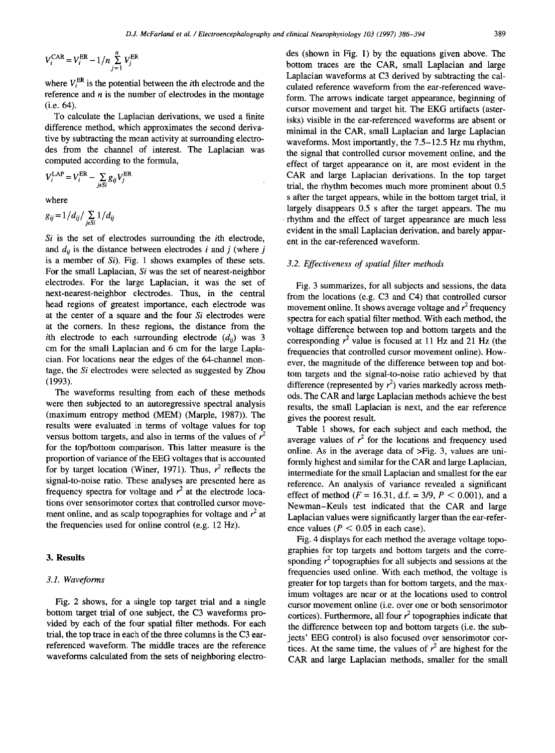$$V_i^{\mathrm{CAR}} = V_i^{\mathrm{ER}} - 1/n \sum_{j=1}^{n} V_j^{\mathrm{ER}}$$

where $V_i^{\mathrm{ER}}$ is the potential between the $i$th electrode and the reference and $n$ is the number of electrodes in the montage (i.e. 64).

To calculate the Laplacian derivations, we used a finite difference method, which approximates the second derivative by subtracting the mean activity at surrounding electrodes from the channel of interest. The Laplacian was computed according to the formula,

$$V_i^{\mathrm{LAP}} = V_i^{\mathrm{ER}} - \sum_{j \in Si} g_{ij} V_j^{\mathrm{ER}}$$

where

$$g_{ij} = 1/d_{ij} / \sum_{j \in Si} 1/d_{ij}$$

$Si$ is the set of electrodes surrounding the $i$th electrode, and $d_{ij}$ is the distance between electrodes $i$ and $j$ (where $j$ is a member of $Si$). Fig. 1 shows examples of these sets. For the small Laplacian, $Si$ was the set of nearest-neighbor electrodes. For the large Laplacian, it was the set of next-nearest-neighbor electrodes. Thus, in the central head regions of greatest importance, each electrode was at the center of a square and the four $Si$ electrodes were at the corners. In these regions, the distance from the $i$th electrode to each surrounding electrode ($d_{ij}$) was 3 cm for the small Laplacian and 6 cm for the large Laplacian. For locations near the edges of the 64-channel montage, the $Si$ electrodes were selected as suggested by Zhou (1993).

The waveforms resulting from each of these methods were then subjected to an autoregressive spectral analysis (maximum entropy method (MEM) (Marple, 1987)). The results were evaluated in terms of voltage values for top versus bottom targets, and also in terms of the values of $r^2$ for the top/bottom comparison. This latter measure is the proportion of variance of the EEG voltages that is accounted for by target location (Winer, 1971). Thus, $r^2$ reflects the signal-to-noise ratio. These analyses are presented here as frequency spectra for voltage and $r^2$ at the electrode locations over sensorimotor cortex that controlled cursor movement online, and as scalp topographies for voltage and $r^2$ at the frequencies used for online control (e.g. 12 Hz).

## 3. Results

### 3.1. Waveforms

Fig. 2 shows, for a single top target trial and a single bottom target trial of one subject, the C3 waveforms provided by each of the four spatial filter methods. For each trial, the top trace in each of the three columns is the C3 ear-referenced waveform. The middle traces are the reference waveforms calculated from the sets of neighboring electrodes (shown in Fig. 1) by the equations given above. The bottom traces are the CAR, small Laplacian and large Laplacian waveforms at C3 derived by subtracting the calculated reference waveform from the ear-referenced waveform. The arrows indicate target appearance, beginning of cursor movement and target hit. The EKG artifacts (asterisks) visible in the ear-referenced waveforms are absent or minimal in the CAR, small Laplacian and large Laplacian waveforms. Most importantly, the 7.5–12.5 Hz mu rhythm, the signal that controlled cursor movement online, and the effect of target appearance on it, are most evident in the CAR and large Laplacian derivations. In the top target trial, the rhythm becomes much more prominent about 0.5 s after the target appears, while in the bottom target trial, it largely disappears 0.5 s after the target appears. The mu rhythm and the effect of target appearance are much less evident in the small Laplacian derivation, and barely apparent in the ear-referenced waveform.

### 3.2. Effectiveness of spatial filter methods

Fig. 3 summarizes, for all subjects and sessions, the data from the locations (e.g. C3 and C4) that controlled cursor movement online. It shows average voltage and $r^2$ frequency spectra for each spatial filter method. With each method, the voltage difference between top and bottom targets and the corresponding $r^2$ value is focused at 11 Hz and 21 Hz (the frequencies that controlled cursor movement online). However, the magnitude of the difference between top and bottom targets and the signal-to-noise ratio achieved by that difference (represented by $r^2$) varies markedly across methods. The CAR and large Laplacian methods achieve the best results, the small Laplacian is next, and the ear reference gives the poorest result.

Table 1 shows, for each subject and each method, the average values of $r^2$ for the locations and frequency used online. As in the average data of >Fig. 3, values are uniformly highest and similar for the CAR and large Laplacian, intermediate for the small Laplacian and smallest for the ear reference. An analysis of variance revealed a significant effect of method ($F = 16.31$, d.f. = 3/9, $P < 0.001$), and a Newman–Keuls test indicated that the CAR and large Laplacian values were significantly larger than the ear-reference values ($P < 0.05$ in each case).

Fig. 4 displays for each method the average voltage topographies for top targets and bottom targets and the corresponding $r^2$ topographies for all subjects and sessions at the frequencies used online. With each method, the voltage is greater for top targets than for bottom targets, and the maximum voltages are near or at the locations used to control cursor movement online (i.e. over one or both sensorimotor cortices). Furthermore, all four $r^2$ topographies indicate that the difference between top and bottom targets (i.e. the subjects' EEG control) is also focused over sensorimotor cortices. At the same time, the values of $r^2$ are highest for the CAR and large Laplacian methods, smaller for the small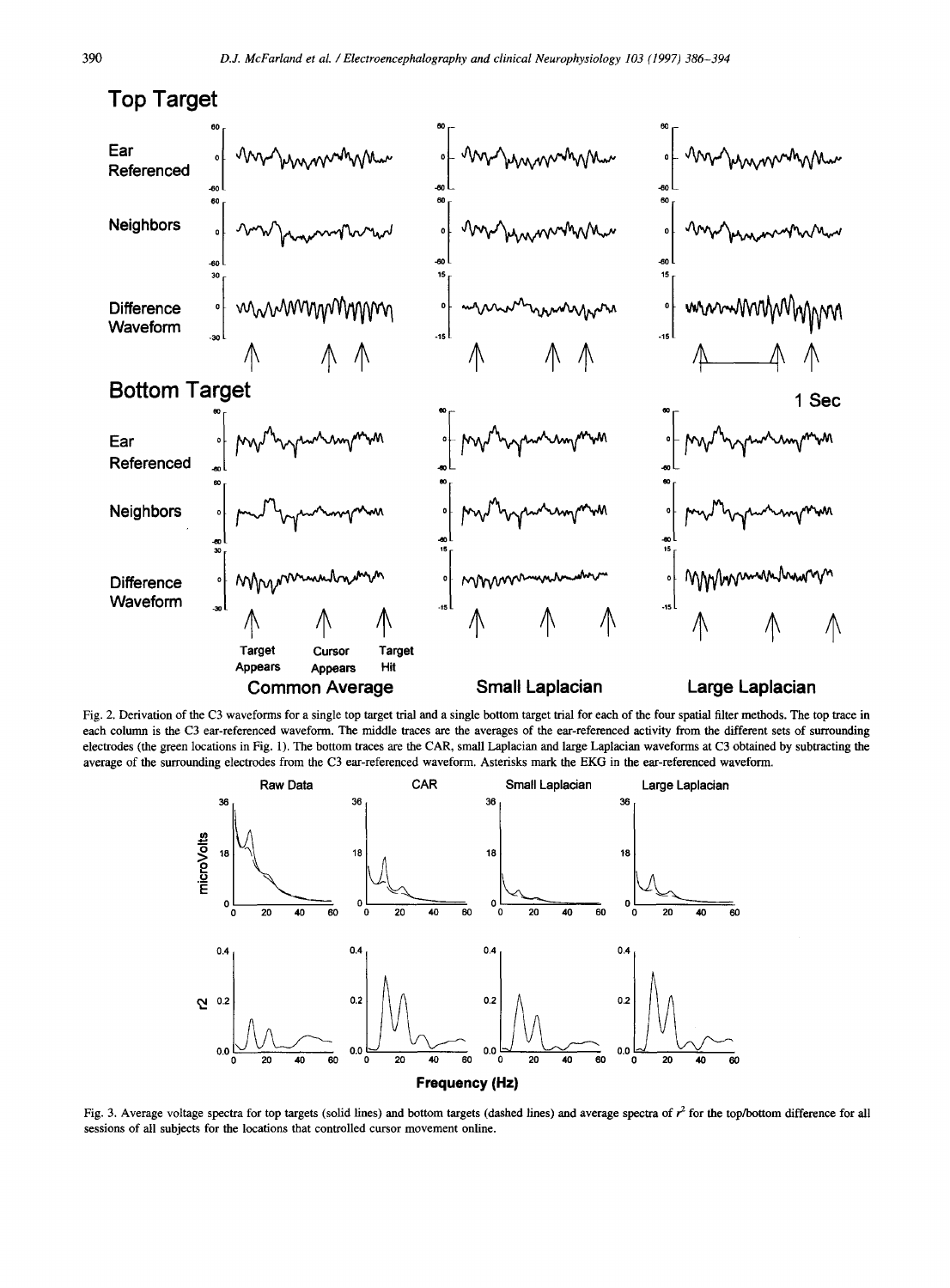Fig. 2. Derivation of the C3 waveforms for a single top target trial and a single bottom target trial for each of the four spatial filter methods. The top trace in each column is the C3 ear-referenced waveform. The middle traces are the averages of the ear-referenced activity from the different sets of surrounding electrodes (the green locations in Fig. 1). The bottom traces are the CAR, small Laplacian and large Laplacian waveforms at C3 obtained by subtracting the average of the surrounding electrodes from the C3 ear-referenced waveform. Asterisks mark the EKG in the ear-referenced waveform.

Fig. 3. Average voltage spectra for top targets (solid lines) and bottom targets (dashed lines) and average spectra of $r^2$ for the top/bottom difference for all sessions of all subjects for the locations that controlled cursor movement online.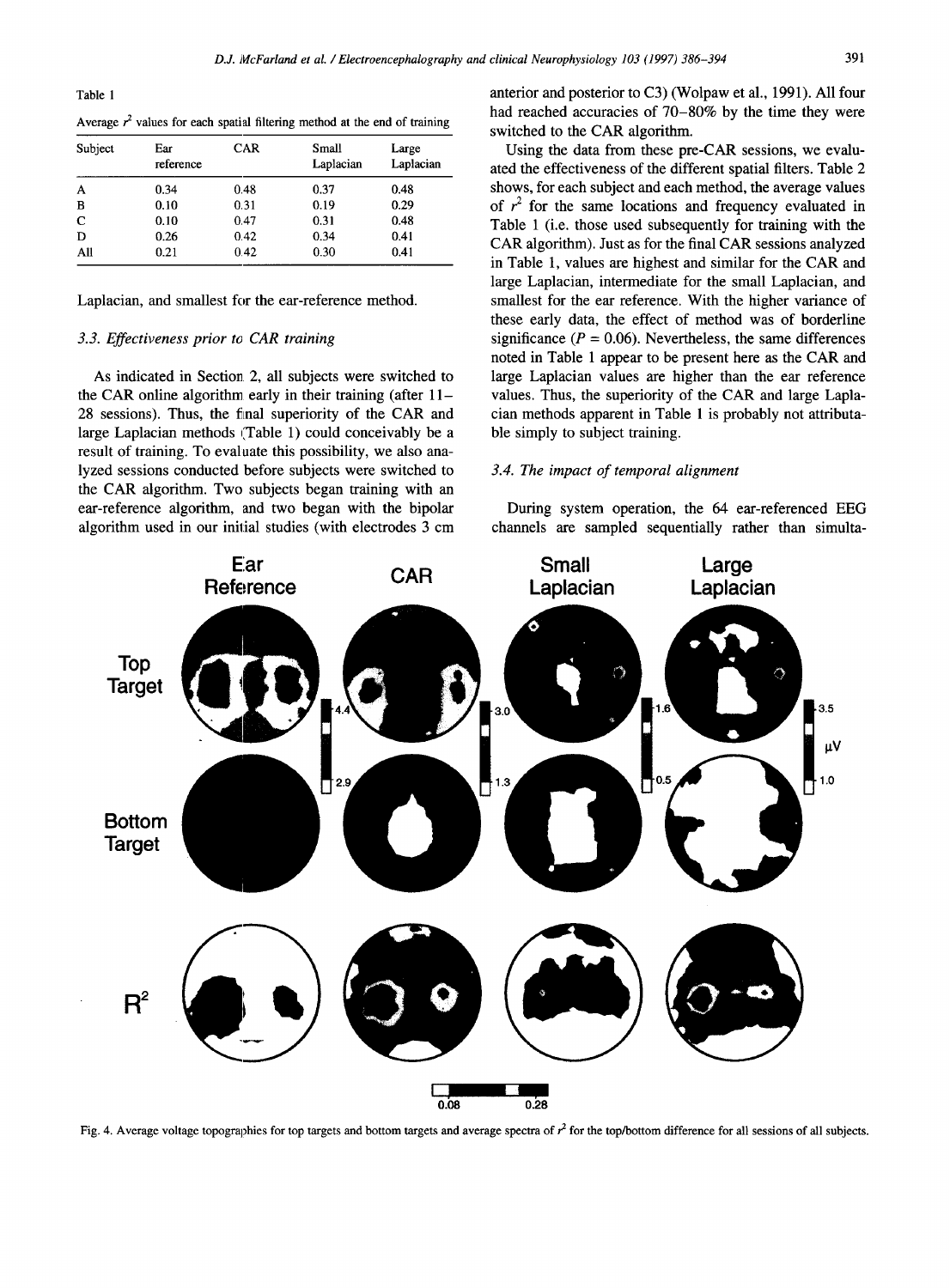Table 1

Average $r^2$ values for each spatial filtering method at the end of training

| Subject | Ear reference | CAR | Small Laplacian | Large Laplacian |
|---|---|---|---|---|
| A | 0.34 | 0.48 | 0.37 | 0.48 |
| B | 0.10 | 0.31 | 0.19 | 0.29 |
| C | 0.10 | 0.47 | 0.31 | 0.48 |
| D | 0.26 | 0.42 | 0.34 | 0.41 |
| All | 0.21 | 0.42 | 0.30 | 0.41 |

Laplacian, and smallest for the ear-reference method.

### 3.3. Effectiveness prior to CAR training

As indicated in Section 2, all subjects were switched to the CAR online algorithm early in their training (after 11–28 sessions). Thus, the final superiority of the CAR and large Laplacian methods (Table 1) could conceivably be a result of training. To evaluate this possibility, we also analyzed sessions conducted before subjects were switched to the CAR algorithm. Two subjects began training with an ear-reference algorithm, and two began with the bipolar algorithm used in our initial studies (with electrodes 3 cm anterior and posterior to C3) (Wolpaw et al., 1991). All four had reached accuracies of 70–80% by the time they were switched to the CAR algorithm.

Using the data from these pre-CAR sessions, we evaluated the effectiveness of the different spatial filters. Table 2 shows, for each subject and each method, the average values of $r^2$ for the same locations and frequency evaluated in Table 1 (i.e. those used subsequently for training with the CAR algorithm). Just as for the final CAR sessions analyzed in Table 1, values are highest and similar for the CAR and large Laplacian, intermediate for the small Laplacian, and smallest for the ear reference. With the higher variance of these early data, the effect of method was of borderline significance ($P = 0.06$). Nevertheless, the same differences noted in Table 1 appear to be present here as the CAR and large Laplacian values are higher than the ear reference values. Thus, the superiority of the CAR and large Laplacian methods apparent in Table 1 is probably not attributable simply to subject training.

### 3.4. The impact of temporal alignment

During system operation, the 64 ear-referenced EEG channels are sampled sequentially rather than simulta-

Fig. 4. Average voltage topographies for top targets and bottom targets and average spectra of $r^2$ for the top/bottom difference for all sessions of all subjects.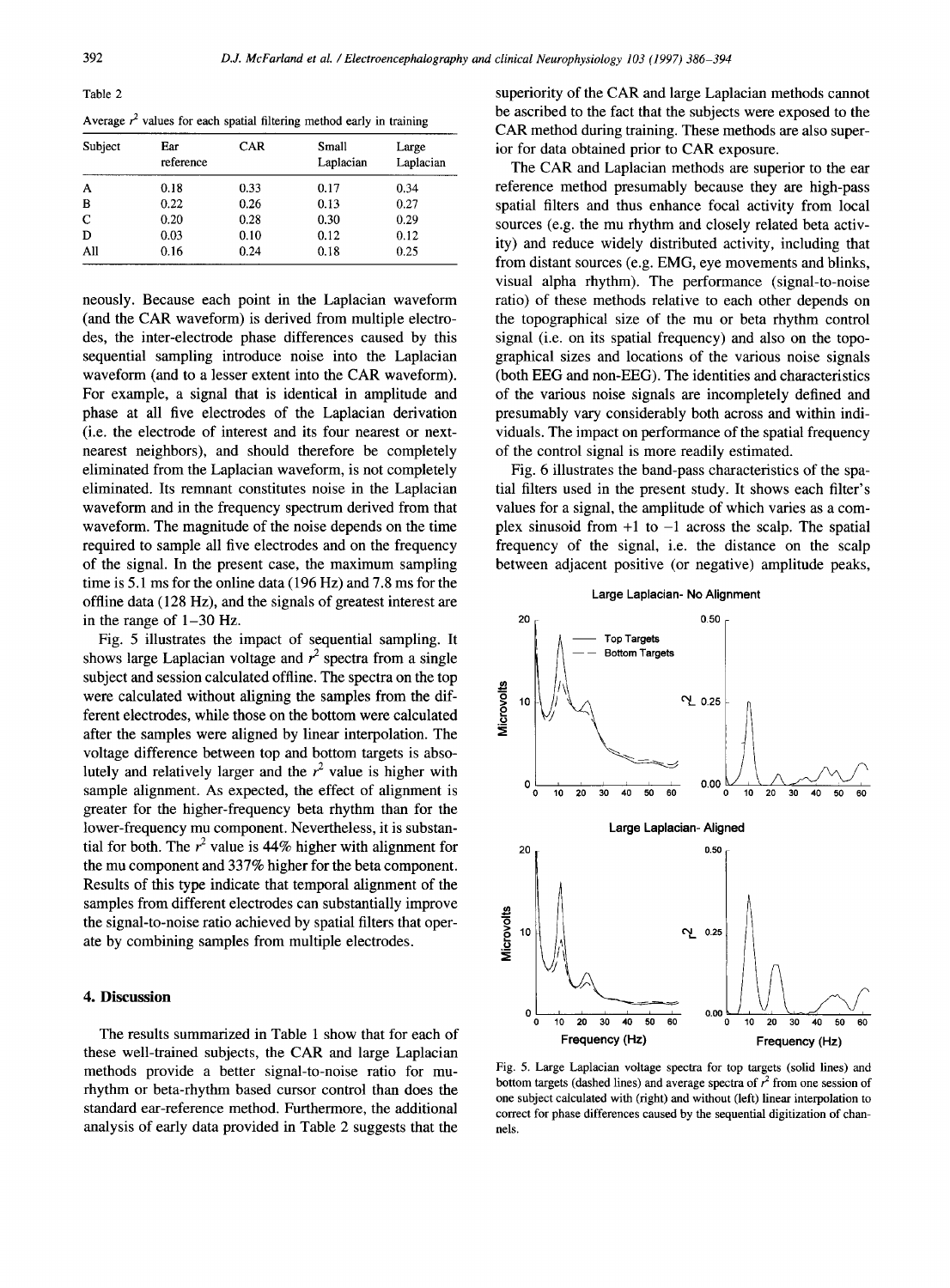Table 2

Average $r^2$ values for each spatial filtering method early in training

| Subject | Ear reference | CAR | Small Laplacian | Large Laplacian |
|---|---|---|---|---|
| A | 0.18 | 0.33 | 0.17 | 0.34 |
| B | 0.22 | 0.26 | 0.13 | 0.27 |
| C | 0.20 | 0.28 | 0.30 | 0.29 |
| D | 0.03 | 0.10 | 0.12 | 0.12 |
| All | 0.16 | 0.24 | 0.18 | 0.25 |

neously. Because each point in the Laplacian waveform (and the CAR waveform) is derived from multiple electrodes, the inter-electrode phase differences caused by this sequential sampling introduce noise into the Laplacian waveform (and to a lesser extent into the CAR waveform). For example, a signal that is identical in amplitude and phase at all five electrodes of the Laplacian derivation (i.e. the electrode of interest and its four nearest or next-nearest neighbors), and should therefore be completely eliminated from the Laplacian waveform, is not completely eliminated. Its remnant constitutes noise in the Laplacian waveform and in the frequency spectrum derived from that waveform. The magnitude of the noise depends on the time required to sample all five electrodes and on the frequency of the signal. In the present case, the maximum sampling time is 5.1 ms for the online data (196 Hz) and 7.8 ms for the offline data (128 Hz), and the signals of greatest interest are in the range of 1–30 Hz.

Fig. 5 illustrates the impact of sequential sampling. It shows large Laplacian voltage and $r^2$ spectra from a single subject and session calculated offline. The spectra on the top were calculated without aligning the samples from the different electrodes, while those on the bottom were calculated after the samples were aligned by linear interpolation. The voltage difference between top and bottom targets is absolutely and relatively larger and the $r^2$ value is higher with sample alignment. As expected, the effect of alignment is greater for the higher-frequency beta rhythm than for the lower-frequency mu component. Nevertheless, it is substantial for both. The $r^2$ value is 44% higher with alignment for the mu component and 337% higher for the beta component. Results of this type indicate that temporal alignment of the samples from different electrodes can substantially improve the signal-to-noise ratio achieved by spatial filters that operate by combining samples from multiple electrodes.

## 4. Discussion

The results summarized in Table 1 show that for each of these well-trained subjects, the CAR and large Laplacian methods provide a better signal-to-noise ratio for mu-rhythm or beta-rhythm based cursor control than does the standard ear-reference method. Furthermore, the additional analysis of early data provided in Table 2 suggests that the superiority of the CAR and large Laplacian methods cannot be ascribed to the fact that the subjects were exposed to the CAR method during training. These methods are also superior for data obtained prior to CAR exposure.

The CAR and Laplacian methods are superior to the ear reference method presumably because they are high-pass spatial filters and thus enhance focal activity from local sources (e.g. the mu rhythm and closely related beta activity) and reduce widely distributed activity, including that from distant sources (e.g. EMG, eye movements and blinks, visual alpha rhythm). The performance (signal-to-noise ratio) of these methods relative to each other depends on the topographical size of the mu or beta rhythm control signal (i.e. on its spatial frequency) and also on the topographical sizes and locations of the various noise signals (both EEG and non-EEG). The identities and characteristics of the various noise signals are incompletely defined and presumably vary considerably both across and within individuals. The impact on performance of the spatial frequency of the control signal is more readily estimated.

Fig. 6 illustrates the band-pass characteristics of the spatial filters used in the present study. It shows each filter's values for a signal, the amplitude of which varies as a complex sinusoid from +1 to −1 across the scalp. The spatial frequency of the signal, i.e. the distance on the scalp between adjacent positive (or negative) amplitude peaks,

Fig. 5. Large Laplacian voltage spectra for top targets (solid lines) and bottom targets (dashed lines) and average spectra of $r^2$ from one session of one subject calculated with (right) and without (left) linear interpolation to correct for phase differences caused by the sequential digitization of channels.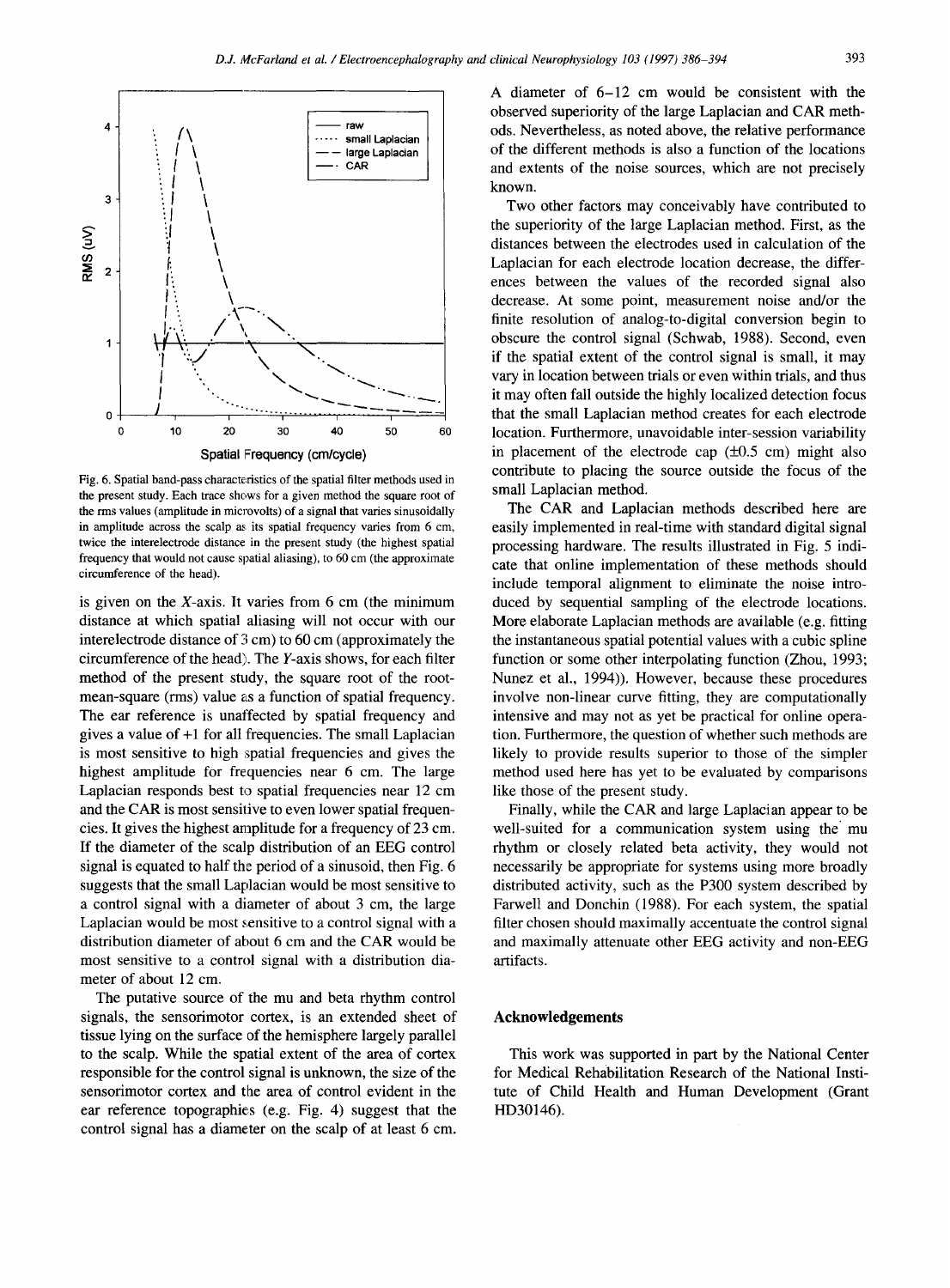4

3

RMS (uV)

2

1

0

raw

small Laplacian

large Laplacian

CAR

0 10 20 30 40 50 60

Spatial Frequency (cm/cycle)

Fig. 6. Spatial band-pass characteristics of the spatial filter methods used in the present study. Each trace shows for a given method the square root of the rms values (amplitude in microvolts) of a signal that varies sinusoidally in amplitude across the scalp as its spatial frequency varies from 6 cm, twice the interelectrode distance in the present study (the highest spatial frequency that would not cause spatial aliasing), to 60 cm (the approximate circumference of the head).

is given on the X-axis. It varies from 6 cm (the minimum distance at which spatial aliasing will not occur with our interelectrode distance of 3 cm) to 60 cm (approximately the circumference of the head). The Y-axis shows, for each filter method of the present study, the square root of the root-mean-square (rms) value as a function of spatial frequency. The ear reference is unaffected by spatial frequency and gives a value of +1 for all frequencies. The small Laplacian is most sensitive to high spatial frequencies and gives the highest amplitude for frequencies near 6 cm. The large Laplacian responds best to spatial frequencies near 12 cm and the CAR is most sensitive to even lower spatial frequencies. It gives the highest amplitude for a frequency of 23 cm. If the diameter of the scalp distribution of an EEG control signal is equated to half the period of a sinusoid, then Fig. 6 suggests that the small Laplacian would be most sensitive to a control signal with a diameter of about 3 cm, the large Laplacian would be most sensitive to a control signal with a distribution diameter of about 6 cm and the CAR would be most sensitive to a control signal with a distribution diameter of about 12 cm.

The putative source of the mu and beta rhythm control signals, the sensorimotor cortex, is an extended sheet of tissue lying on the surface of the hemisphere largely parallel to the scalp. While the spatial extent of the area of cortex responsible for the control signal is unknown, the size of the sensorimotor cortex and the area of control evident in the ear reference topographies (e.g. Fig. 4) suggest that the control signal has a diameter on the scalp of at least 6 cm. A diameter of 6–12 cm would be consistent with the observed superiority of the large Laplacian and CAR methods. Nevertheless, as noted above, the relative performance of the different methods is also a function of the locations and extents of the noise sources, which are not precisely known.

Two other factors may conceivably have contributed to the superiority of the large Laplacian method. First, as the distances between the electrodes used in calculation of the Laplacian for each electrode location decrease, the differences between the values of the recorded signal also decrease. At some point, measurement noise and/or the finite resolution of analog-to-digital conversion begin to obscure the control signal (Schwab, 1988). Second, even if the spatial extent of the control signal is small, it may vary in location between trials or even within trials, and thus it may often fall outside the highly localized detection focus that the small Laplacian method creates for each electrode location. Furthermore, unavoidable inter-session variability in placement of the electrode cap (±0.5 cm) might also contribute to placing the source outside the focus of the small Laplacian method.

The CAR and Laplacian methods described here are easily implemented in real-time with standard digital signal processing hardware. The results illustrated in Fig. 5 indicate that online implementation of these methods should include temporal alignment to eliminate the noise introduced by sequential sampling of the electrode locations. More elaborate Laplacian methods are available (e.g. fitting the instantaneous spatial potential values with a cubic spline function or some other interpolating function (Zhou, 1993; Nunez et al., 1994)). However, because these procedures involve non-linear curve fitting, they are computationally intensive and may not as yet be practical for online operation. Furthermore, the question of whether such methods are likely to provide results superior to those of the simpler method used here has yet to be evaluated by comparisons like those of the present study.

Finally, while the CAR and large Laplacian appear to be well-suited for a communication system using the mu rhythm or closely related beta activity, they would not necessarily be appropriate for systems using more broadly distributed activity, such as the P300 system described by Farwell and Donchin (1988). For each system, the spatial filter chosen should maximally accentuate the control signal and maximally attenuate other EEG activity and non-EEG artifacts.

## Acknowledgements

This work was supported in part by the National Center for Medical Rehabilitation Research of the National Institute of Child Health and Human Development (Grant HD30146).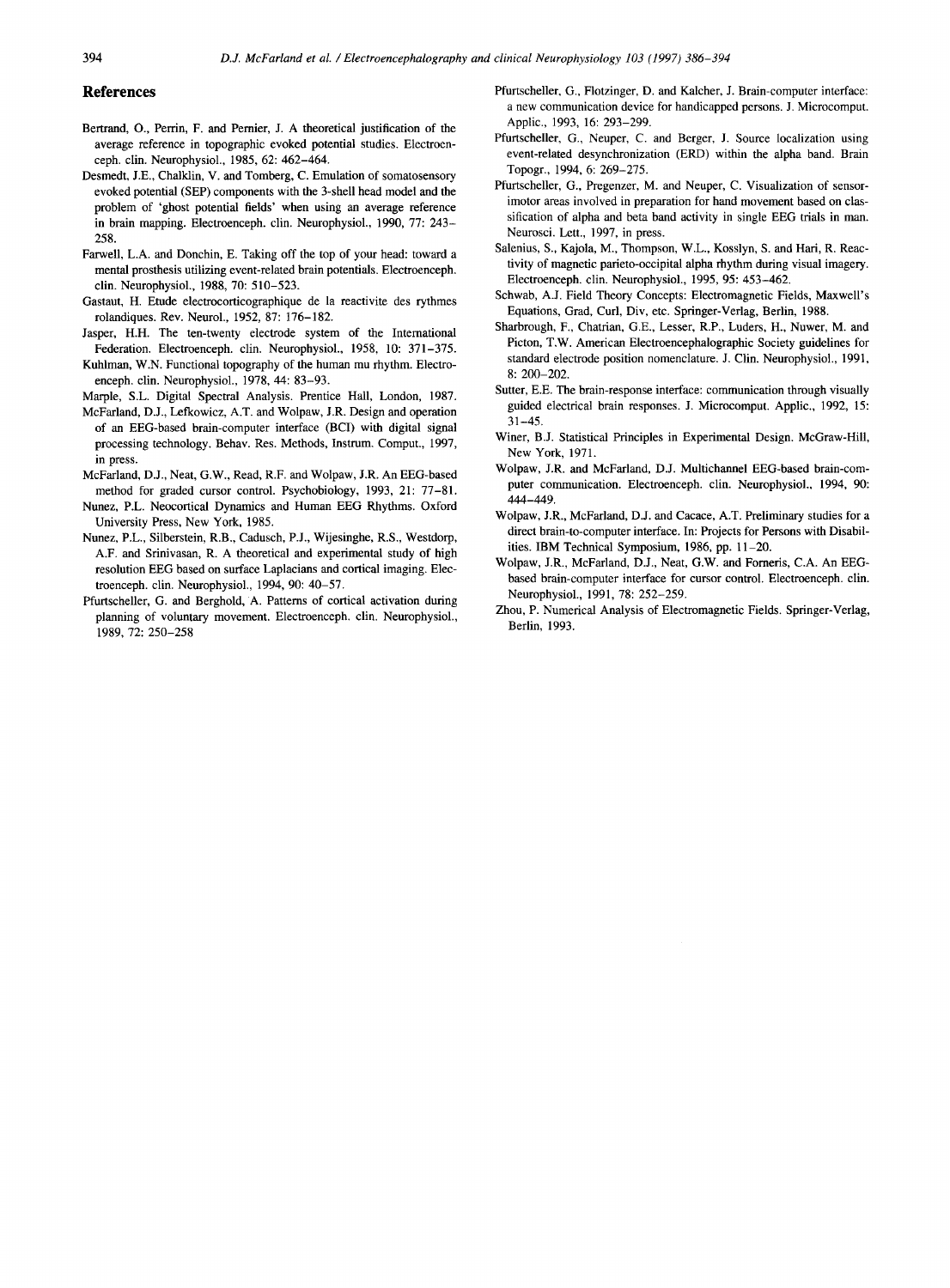## References

Bertrand, O., Perrin, F. and Pernier, J. A theoretical justification of the average reference in topographic evoked potential studies. Electroenceph. clin. Neurophysiol., 1985, 62: 462–464.

Desmedt, J.E., Chalklin, V. and Tomberg, C. Emulation of somatosensory evoked potential (SEP) components with the 3-shell head model and the problem of 'ghost potential fields' when using an average reference in brain mapping. Electroenceph. clin. Neurophysiol., 1990, 77: 243–258.

Farwell, L.A. and Donchin, E. Taking off the top of your head: toward a mental prosthesis utilizing event-related brain potentials. Electroenceph. clin. Neurophysiol., 1988, 70: 510–523.

Gastaut, H. Etude electrocorticographique de la reactivite des rythmes rolandiques. Rev. Neurol., 1952, 87: 176–182.

Jasper, H.H. The ten-twenty electrode system of the International Federation. Electroenceph. clin. Neurophysiol., 1958, 10: 371–375.

Kuhlman, W.N. Functional topography of the human mu rhythm. Electroenceph. clin. Neurophysiol., 1978, 44: 83–93.

Marple, S.L. Digital Spectral Analysis. Prentice Hall, London, 1987.

McFarland, D.J., Lefkowicz, A.T. and Wolpaw, J.R. Design and operation of an EEG-based brain-computer interface (BCI) with digital signal processing technology. Behav. Res. Methods, Instrum. Comput., 1997, in press.

McFarland, D.J., Neat, G.W., Read, R.F. and Wolpaw, J.R. An EEG-based method for graded cursor control. Psychobiology, 1993, 21: 77–81.

Nunez, P.L. Neocortical Dynamics and Human EEG Rhythms. Oxford University Press, New York, 1985.

Nunez, P.L., Silberstein, R.B., Cadusch, P.J., Wijesinghe, R.S., Westdorp, A.F. and Srinivasan, R. A theoretical and experimental study of high resolution EEG based on surface Laplacians and cortical imaging. Electroenceph. clin. Neurophysiol., 1994, 90: 40–57.

Pfurtscheller, G. and Berghold, A. Patterns of cortical activation during planning of voluntary movement. Electroenceph. clin. Neurophysiol., 1989, 72: 250–258

Pfurtscheller, G., Flotzinger, D. and Kalcher, J. Brain-computer interface: a new communication device for handicapped persons. J. Microcomput. Applic., 1993, 16: 293–299.

Pfurtscheller, G., Neuper, C. and Berger, J. Source localization using event-related desynchronization (ERD) within the alpha band. Brain Topogr., 1994, 6: 269–275.

Pfurtscheller, G., Pregenzer, M. and Neuper, C. Visualization of sensorimotor areas involved in preparation for hand movement based on classification of alpha and beta band activity in single EEG trials in man. Neurosci. Lett., 1997, in press.

Salenius, S., Kajola, M., Thompson, W.L., Kosslyn, S. and Hari, R. Reactivity of magnetic parieto-occipital alpha rhythm during visual imagery. Electroenceph. clin. Neurophysiol., 1995, 95: 453–462.

Schwab, A.J. Field Theory Concepts: Electromagnetic Fields, Maxwell's Equations, Grad, Curl, Div, etc. Springer-Verlag, Berlin, 1988.

Sharbrough, F., Chatrian, G.E., Lesser, R.P., Luders, H., Nuwer, M. and Picton, T.W. American Electroencephalographic Society guidelines for standard electrode position nomenclature. J. Clin. Neurophysiol., 1991, 8: 200–202.

Sutter, E.E. The brain-response interface: communication through visually guided electrical brain responses. J. Microcomput. Applic., 1992, 15: 31–45.

Winer, B.J. Statistical Principles in Experimental Design. McGraw-Hill, New York, 1971.

Wolpaw, J.R. and McFarland, D.J. Multichannel EEG-based brain-computer communication. Electroenceph. clin. Neurophysiol., 1994, 90: 444–449.

Wolpaw, J.R., McFarland, D.J. and Cacace, A.T. Preliminary studies for a direct brain-to-computer interface. In: Projects for Persons with Disabilities. IBM Technical Symposium, 1986, pp. 11–20.

Wolpaw, J.R., McFarland, D.J., Neat, G.W. and Forneris, C.A. An EEG-based brain-computer interface for cursor control. Electroenceph. clin. Neurophysiol., 1991, 78: 252–259.

Zhou, P. Numerical Analysis of Electromagnetic Fields. Springer-Verlag, Berlin, 1993.